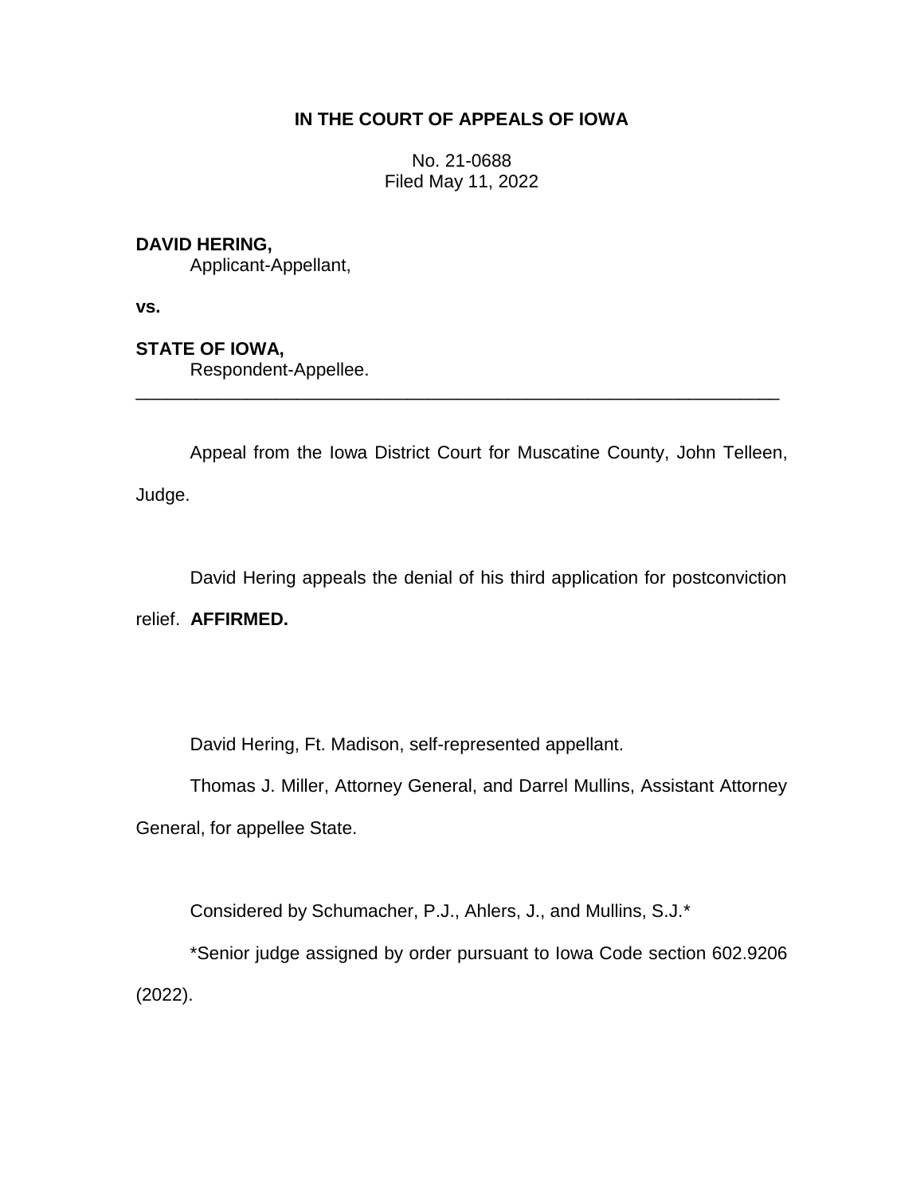**IN THE COURT OF APPEALS OF IOWA**

No. 21-0688
Filed May 11, 2022

**DAVID HERING,**
Applicant-Appellant,

**vs.**

**STATE OF IOWA,**
Respondent-Appellee.

---

Appeal from the Iowa District Court for Muscatine County, John Telleen, Judge.

David Hering appeals the denial of his third application for postconviction relief. **AFFIRMED.**

David Hering, Ft. Madison, self-represented appellant.

Thomas J. Miller, Attorney General, and Darrel Mullins, Assistant Attorney General, for appellee State.

Considered by Schumacher, P.J., Ahlers, J., and Mullins, S.J.*

*Senior judge assigned by order pursuant to Iowa Code section 602.9206 (2022).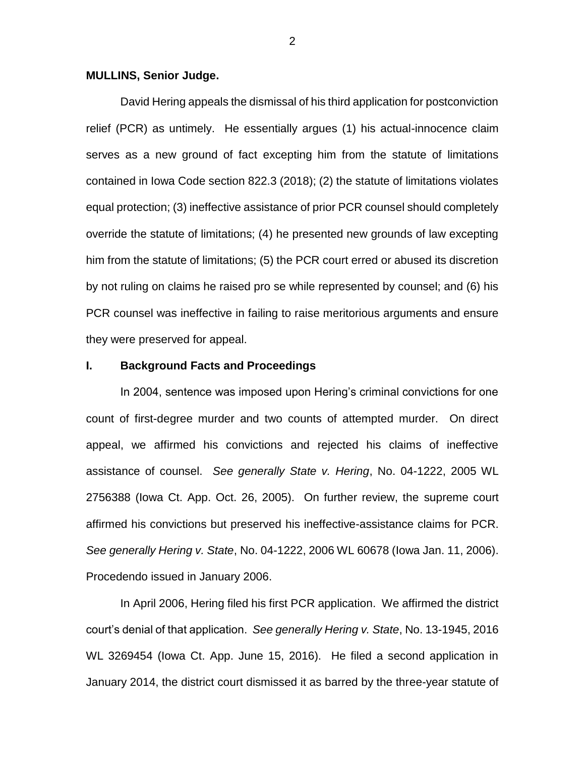**MULLINS, Senior Judge.**

David Hering appeals the dismissal of his third application for postconviction relief (PCR) as untimely. He essentially argues (1) his actual-innocence claim serves as a new ground of fact excepting him from the statute of limitations contained in Iowa Code section 822.3 (2018); (2) the statute of limitations violates equal protection; (3) ineffective assistance of prior PCR counsel should completely override the statute of limitations; (4) he presented new grounds of law excepting him from the statute of limitations; (5) the PCR court erred or abused its discretion by not ruling on claims he raised pro se while represented by counsel; and (6) his PCR counsel was ineffective in failing to raise meritorious arguments and ensure they were preserved for appeal.

## I. Background Facts and Proceedings

In 2004, sentence was imposed upon Hering's criminal convictions for one count of first-degree murder and two counts of attempted murder. On direct appeal, we affirmed his convictions and rejected his claims of ineffective assistance of counsel. *See generally State v. Hering*, No. 04-1222, 2005 WL 2756388 (Iowa Ct. App. Oct. 26, 2005). On further review, the supreme court affirmed his convictions but preserved his ineffective-assistance claims for PCR. *See generally Hering v. State*, No. 04-1222, 2006 WL 60678 (Iowa Jan. 11, 2006). Procedendo issued in January 2006.

In April 2006, Hering filed his first PCR application. We affirmed the district court's denial of that application. *See generally Hering v. State*, No. 13-1945, 2016 WL 3269454 (Iowa Ct. App. June 15, 2016). He filed a second application in January 2014, the district court dismissed it as barred by the three-year statute of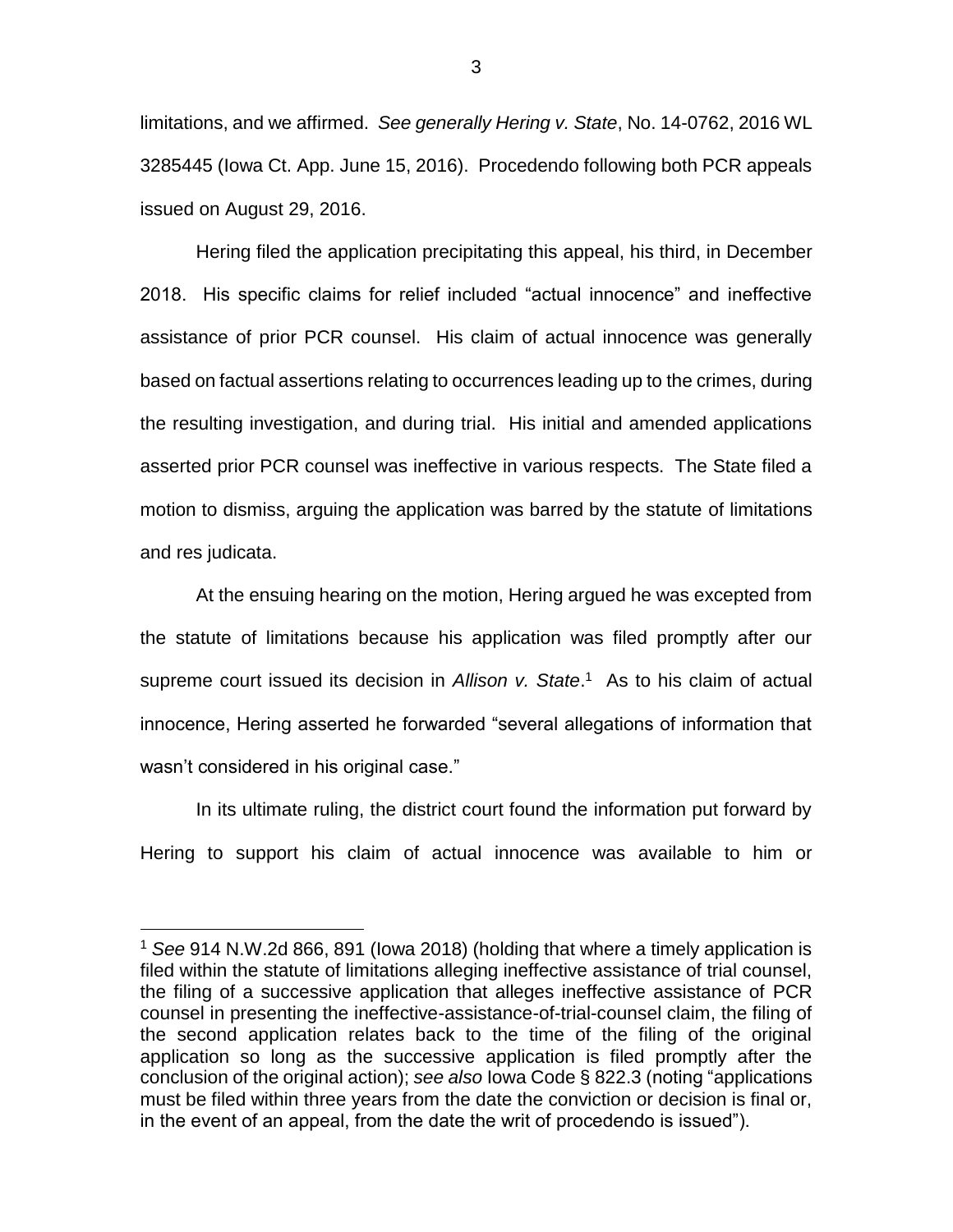limitations, and we affirmed. *See generally Hering v. State*, No. 14-0762, 2016 WL 3285445 (Iowa Ct. App. June 15, 2016). Procedendo following both PCR appeals issued on August 29, 2016.

Hering filed the application precipitating this appeal, his third, in December 2018. His specific claims for relief included "actual innocence" and ineffective assistance of prior PCR counsel. His claim of actual innocence was generally based on factual assertions relating to occurrences leading up to the crimes, during the resulting investigation, and during trial. His initial and amended applications asserted prior PCR counsel was ineffective in various respects. The State filed a motion to dismiss, arguing the application was barred by the statute of limitations and res judicata.

At the ensuing hearing on the motion, Hering argued he was excepted from the statute of limitations because his application was filed promptly after our supreme court issued its decision in *Allison v. State*.[1] As to his claim of actual innocence, Hering asserted he forwarded "several allegations of information that wasn't considered in his original case."

In its ultimate ruling, the district court found the information put forward by Hering to support his claim of actual innocence was available to him or

[1] *See* 914 N.W.2d 866, 891 (Iowa 2018) (holding that where a timely application is filed within the statute of limitations alleging ineffective assistance of trial counsel, the filing of a successive application that alleges ineffective assistance of PCR counsel in presenting the ineffective-assistance-of-trial-counsel claim, the filing of the second application relates back to the time of the filing of the original application so long as the successive application is filed promptly after the conclusion of the original action); *see also* Iowa Code § 822.3 (noting "applications must be filed within three years from the date the conviction or decision is final or, in the event of an appeal, from the date the writ of procedendo is issued").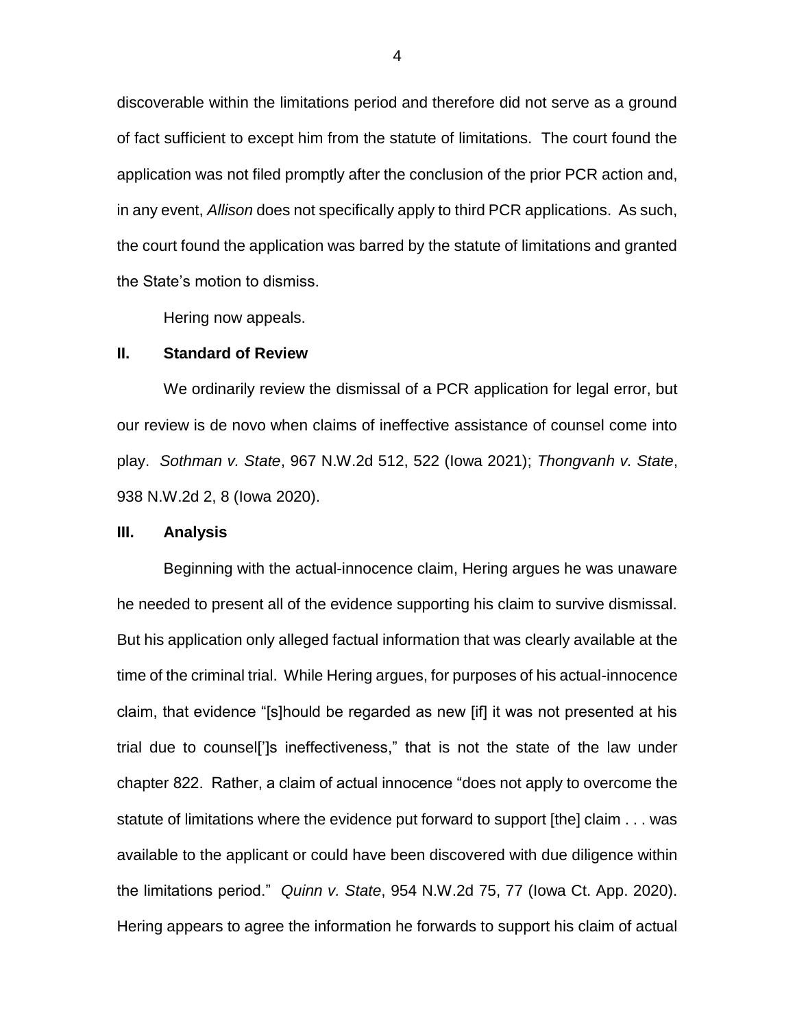discoverable within the limitations period and therefore did not serve as a ground of fact sufficient to except him from the statute of limitations. The court found the application was not filed promptly after the conclusion of the prior PCR action and, in any event, *Allison* does not specifically apply to third PCR applications. As such, the court found the application was barred by the statute of limitations and granted the State's motion to dismiss.

Hering now appeals.

## II. Standard of Review

We ordinarily review the dismissal of a PCR application for legal error, but our review is de novo when claims of ineffective assistance of counsel come into play. *Sothman v. State*, 967 N.W.2d 512, 522 (Iowa 2021); *Thongvanh v. State*, 938 N.W.2d 2, 8 (Iowa 2020).

## III. Analysis

Beginning with the actual-innocence claim, Hering argues he was unaware he needed to present all of the evidence supporting his claim to survive dismissal. But his application only alleged factual information that was clearly available at the time of the criminal trial. While Hering argues, for purposes of his actual-innocence claim, that evidence "[s]hould be regarded as new [if] it was not presented at his trial due to counsel[']s ineffectiveness," that is not the state of the law under chapter 822. Rather, a claim of actual innocence "does not apply to overcome the statute of limitations where the evidence put forward to support [the] claim . . . was available to the applicant or could have been discovered with due diligence within the limitations period." *Quinn v. State*, 954 N.W.2d 75, 77 (Iowa Ct. App. 2020). Hering appears to agree the information he forwards to support his claim of actual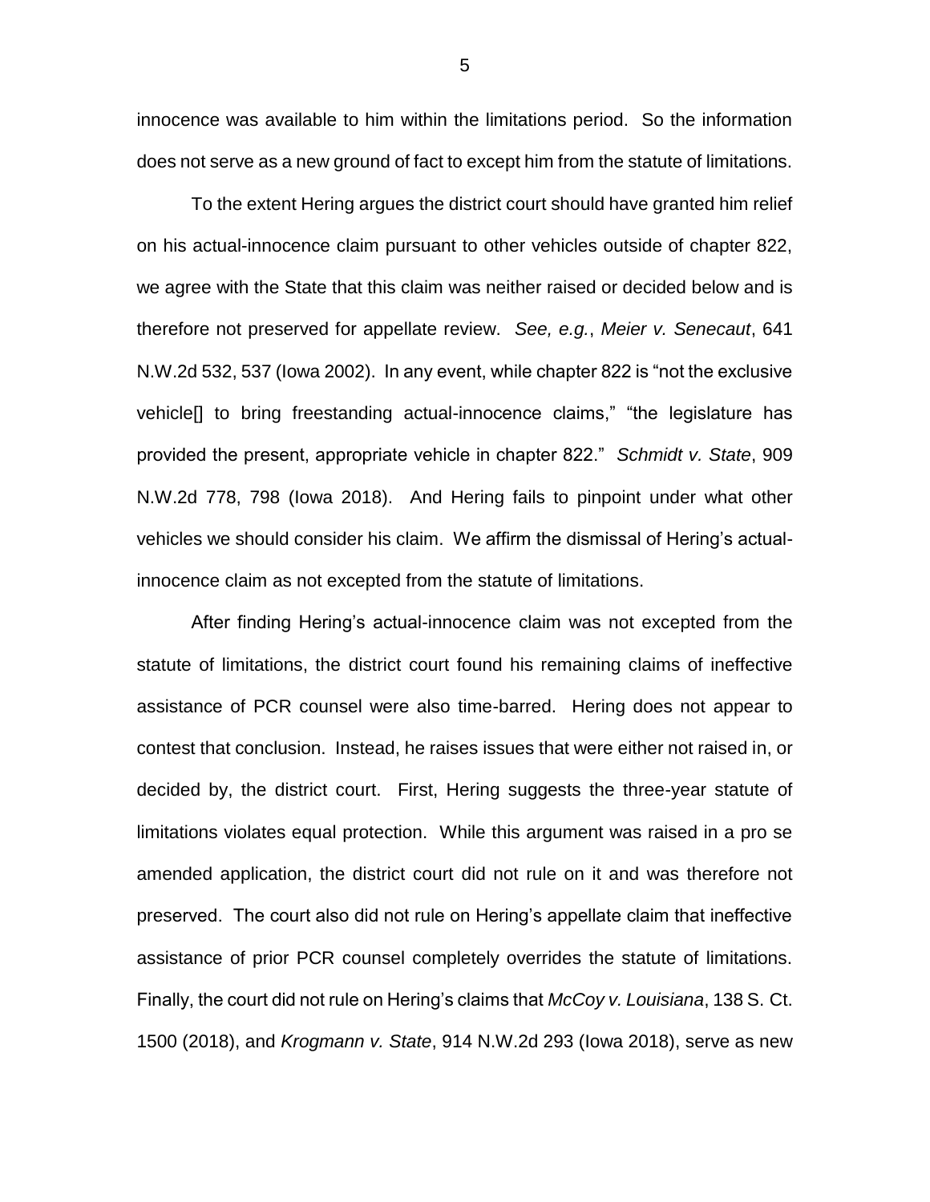innocence was available to him within the limitations period. So the information does not serve as a new ground of fact to except him from the statute of limitations.

To the extent Hering argues the district court should have granted him relief on his actual-innocence claim pursuant to other vehicles outside of chapter 822, we agree with the State that this claim was neither raised or decided below and is therefore not preserved for appellate review. *See, e.g.*, *Meier v. Senecaut*, 641 N.W.2d 532, 537 (Iowa 2002). In any event, while chapter 822 is "not the exclusive vehicle[] to bring freestanding actual-innocence claims," "the legislature has provided the present, appropriate vehicle in chapter 822." *Schmidt v. State*, 909 N.W.2d 778, 798 (Iowa 2018). And Hering fails to pinpoint under what other vehicles we should consider his claim. We affirm the dismissal of Hering's actual-innocence claim as not excepted from the statute of limitations.

After finding Hering's actual-innocence claim was not excepted from the statute of limitations, the district court found his remaining claims of ineffective assistance of PCR counsel were also time-barred. Hering does not appear to contest that conclusion. Instead, he raises issues that were either not raised in, or decided by, the district court. First, Hering suggests the three-year statute of limitations violates equal protection. While this argument was raised in a pro se amended application, the district court did not rule on it and was therefore not preserved. The court also did not rule on Hering's appellate claim that ineffective assistance of prior PCR counsel completely overrides the statute of limitations. Finally, the court did not rule on Hering's claims that *McCoy v. Louisiana*, 138 S. Ct. 1500 (2018), and *Krogmann v. State*, 914 N.W.2d 293 (Iowa 2018), serve as new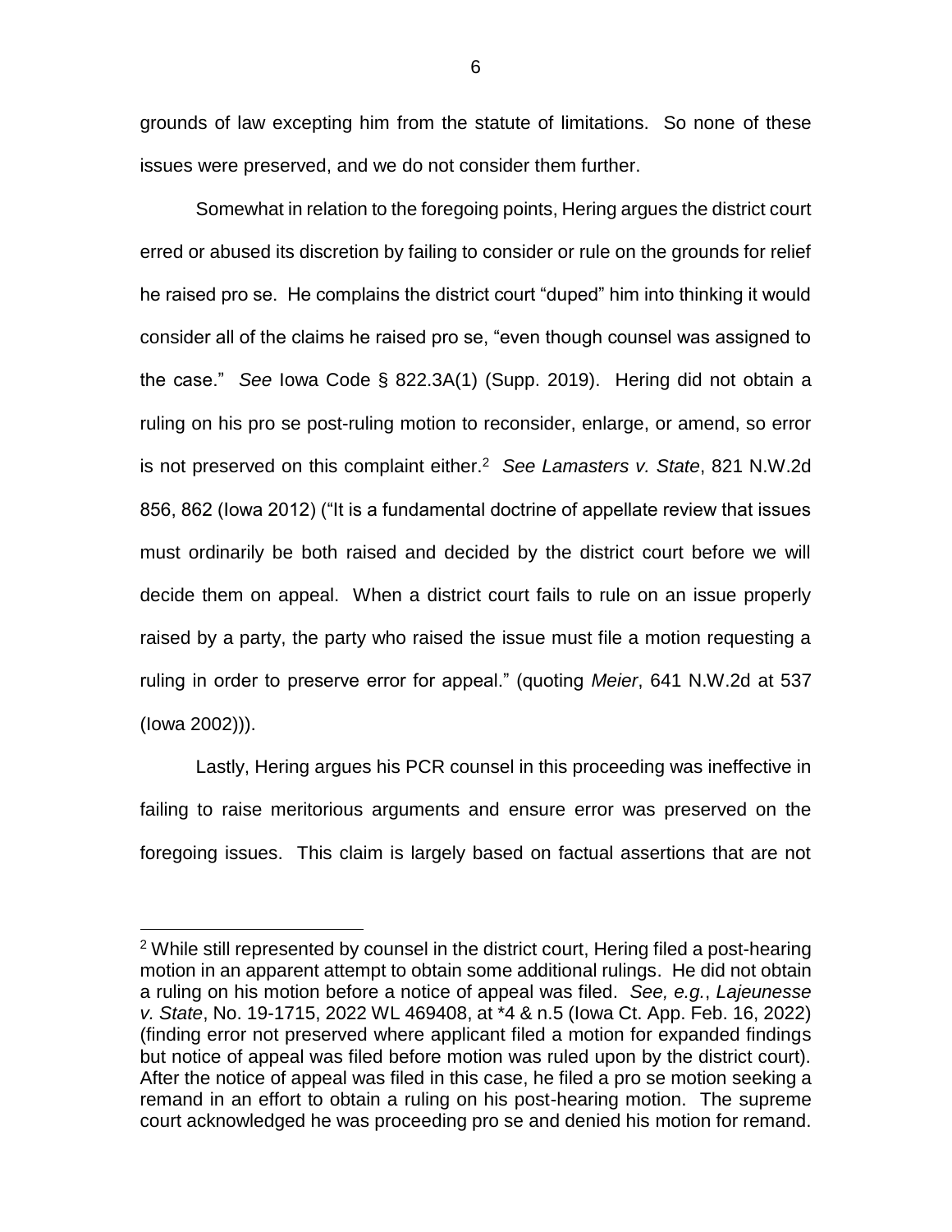grounds of law excepting him from the statute of limitations. So none of these issues were preserved, and we do not consider them further.

Somewhat in relation to the foregoing points, Hering argues the district court erred or abused its discretion by failing to consider or rule on the grounds for relief he raised pro se. He complains the district court "duped" him into thinking it would consider all of the claims he raised pro se, "even though counsel was assigned to the case." *See* Iowa Code § 822.3A(1) (Supp. 2019). Hering did not obtain a ruling on his pro se post-ruling motion to reconsider, enlarge, or amend, so error is not preserved on this complaint either.[2] *See Lamasters v. State*, 821 N.W.2d 856, 862 (Iowa 2012) ("It is a fundamental doctrine of appellate review that issues must ordinarily be both raised and decided by the district court before we will decide them on appeal. When a district court fails to rule on an issue properly raised by a party, the party who raised the issue must file a motion requesting a ruling in order to preserve error for appeal." (quoting *Meier*, 641 N.W.2d at 537 (Iowa 2002))).

Lastly, Hering argues his PCR counsel in this proceeding was ineffective in failing to raise meritorious arguments and ensure error was preserved on the foregoing issues. This claim is largely based on factual assertions that are not

[2] While still represented by counsel in the district court, Hering filed a post-hearing motion in an apparent attempt to obtain some additional rulings. He did not obtain a ruling on his motion before a notice of appeal was filed. *See, e.g.*, *Lajeunesse v. State*, No. 19-1715, 2022 WL 469408, at *4 & n.5 (Iowa Ct. App. Feb. 16, 2022) (finding error not preserved where applicant filed a motion for expanded findings but notice of appeal was filed before motion was ruled upon by the district court). After the notice of appeal was filed in this case, he filed a pro se motion seeking a remand in an effort to obtain a ruling on his post-hearing motion. The supreme court acknowledged he was proceeding pro se and denied his motion for remand.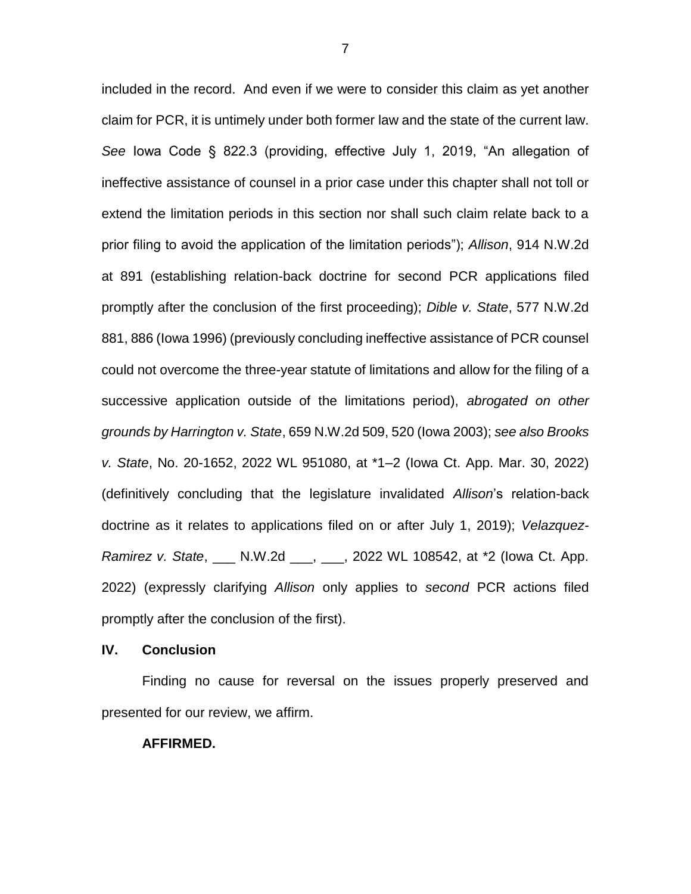included in the record. And even if we were to consider this claim as yet another claim for PCR, it is untimely under both former law and the state of the current law. *See* Iowa Code § 822.3 (providing, effective July 1, 2019, "An allegation of ineffective assistance of counsel in a prior case under this chapter shall not toll or extend the limitation periods in this section nor shall such claim relate back to a prior filing to avoid the application of the limitation periods"); *Allison*, 914 N.W.2d at 891 (establishing relation-back doctrine for second PCR applications filed promptly after the conclusion of the first proceeding); *Dible v. State*, 577 N.W.2d 881, 886 (Iowa 1996) (previously concluding ineffective assistance of PCR counsel could not overcome the three-year statute of limitations and allow for the filing of a successive application outside of the limitations period), *abrogated on other grounds by Harrington v. State*, 659 N.W.2d 509, 520 (Iowa 2003); *see also Brooks v. State*, No. 20-1652, 2022 WL 951080, at *1–2 (Iowa Ct. App. Mar. 30, 2022) (definitively concluding that the legislature invalidated *Allison*'s relation-back doctrine as it relates to applications filed on or after July 1, 2019); *Velazquez-Ramirez v. State*, ___ N.W.2d ___, ___, 2022 WL 108542, at *2 (Iowa Ct. App. 2022) (expressly clarifying *Allison* only applies to *second* PCR actions filed promptly after the conclusion of the first).

## IV. Conclusion

Finding no cause for reversal on the issues properly preserved and presented for our review, we affirm.

**AFFIRMED.**